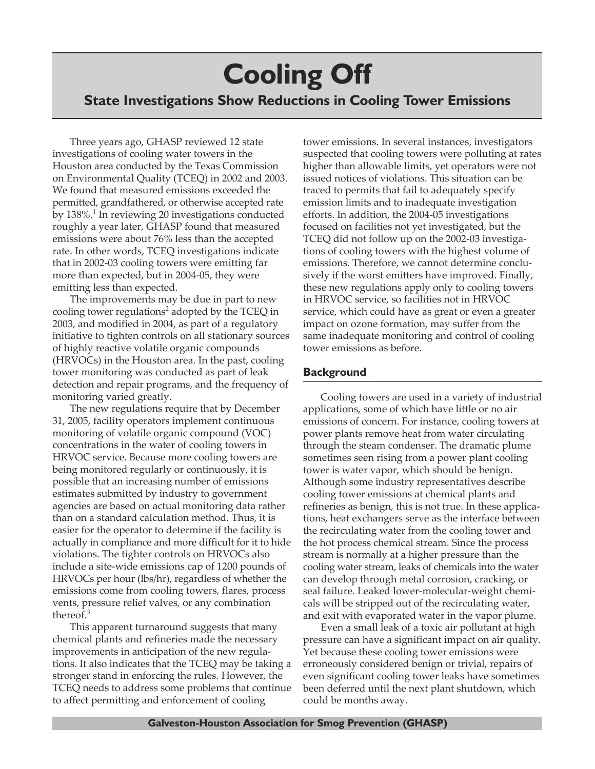# Cooling Off

## State Investigations Show Reductions in Cooling Tower Emissions

Three years ago, GHASP reviewed 12 state investigations of cooling water towers in the Houston area conducted by the Texas Commission on Environmental Quality (TCEQ) in 2002 and 2003. We found that measured emissions exceeded the permitted, grandfathered, or otherwise accepted rate by 138%.[1] In reviewing 20 investigations conducted roughly a year later, GHASP found that measured emissions were about 76% less than the accepted rate. In other words, TCEQ investigations indicate that in 2002-03 cooling towers were emitting far more than expected, but in 2004-05, they were emitting less than expected.

The improvements may be due in part to new cooling tower regulations[2] adopted by the TCEQ in 2003, and modified in 2004, as part of a regulatory initiative to tighten controls on all stationary sources of highly reactive volatile organic compounds (HRVOCs) in the Houston area. In the past, cooling tower monitoring was conducted as part of leak detection and repair programs, and the frequency of monitoring varied greatly.

The new regulations require that by December 31, 2005, facility operators implement continuous monitoring of volatile organic compound (VOC) concentrations in the water of cooling towers in HRVOC service. Because more cooling towers are being monitored regularly or continuously, it is possible that an increasing number of emissions estimates submitted by industry to government agencies are based on actual monitoring data rather than on a standard calculation method. Thus, it is easier for the operator to determine if the facility is actually in compliance and more difficult for it to hide violations. The tighter controls on HRVOCs also include a site-wide emissions cap of 1200 pounds of HRVOCs per hour (lbs/hr), regardless of whether the emissions come from cooling towers, flares, process vents, pressure relief valves, or any combination thereof.[3]

This apparent turnaround suggests that many chemical plants and refineries made the necessary improvements in anticipation of the new regulations. It also indicates that the TCEQ may be taking a stronger stand in enforcing the rules. However, the TCEQ needs to address some problems that continue to affect permitting and enforcement of cooling tower emissions. In several instances, investigators suspected that cooling towers were polluting at rates higher than allowable limits, yet operators were not issued notices of violations. This situation can be traced to permits that fail to adequately specify emission limits and to inadequate investigation efforts. In addition, the 2004-05 investigations focused on facilities not yet investigated, but the TCEQ did not follow up on the 2002-03 investigations of cooling towers with the highest volume of emissions. Therefore, we cannot determine conclusively if the worst emitters have improved. Finally, these new regulations apply only to cooling towers in HRVOC service, so facilities not in HRVOC service, which could have as great or even a greater impact on ozone formation, may suffer from the same inadequate monitoring and control of cooling tower emissions as before.

### Background

Cooling towers are used in a variety of industrial applications, some of which have little or no air emissions of concern. For instance, cooling towers at power plants remove heat from water circulating through the steam condenser. The dramatic plume sometimes seen rising from a power plant cooling tower is water vapor, which should be benign. Although some industry representatives describe cooling tower emissions at chemical plants and refineries as benign, this is not true. In these applications, heat exchangers serve as the interface between the recirculating water from the cooling tower and the hot process chemical stream. Since the process stream is normally at a higher pressure than the cooling water stream, leaks of chemicals into the water can develop through metal corrosion, cracking, or seal failure. Leaked lower-molecular-weight chemicals will be stripped out of the recirculating water, and exit with evaporated water in the vapor plume.

Even a small leak of a toxic air pollutant at high pressure can have a significant impact on air quality. Yet because these cooling tower emissions were erroneously considered benign or trivial, repairs of even significant cooling tower leaks have sometimes been deferred until the next plant shutdown, which could be months away.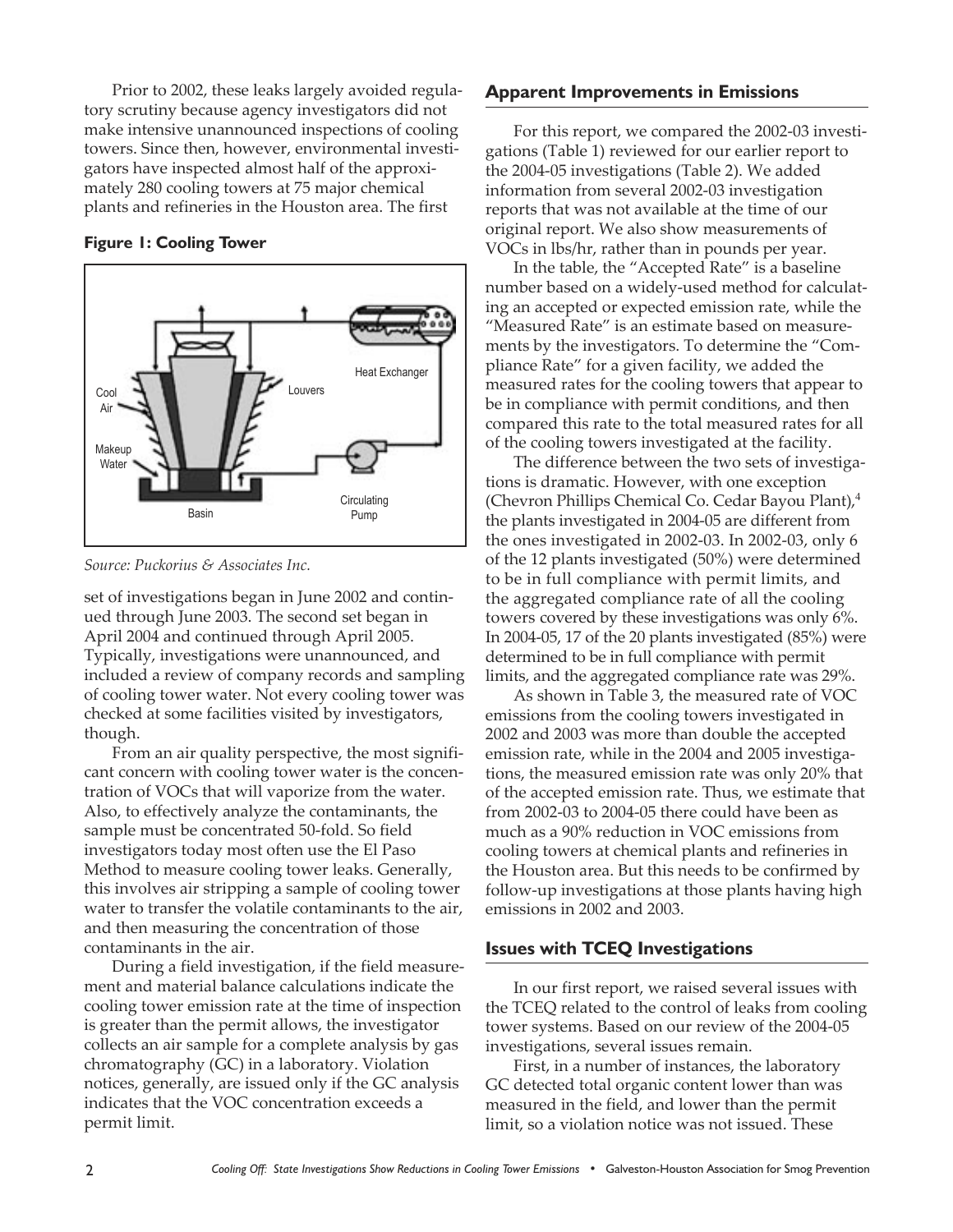Prior to 2002, these leaks largely avoided regulatory scrutiny because agency investigators did not make intensive unannounced inspections of cooling towers. Since then, however, environmental investigators have inspected almost half of the approximately 280 cooling towers at 75 major chemical plants and refineries in the Houston area. The first set of investigations began in June 2002 and continued through June 2003. The second set began in April 2004 and continued through April 2005. Typically, investigations were unannounced, and included a review of company records and sampling of cooling tower water. Not every cooling tower was checked at some facilities visited by investigators, though.

**Figure 1: Cooling Tower**

*Source: Puckorius & Associates Inc.*

From an air quality perspective, the most significant concern with cooling tower water is the concentration of VOCs that will vaporize from the water. Also, to effectively analyze the contaminants, the sample must be concentrated 50-fold. So field investigators today most often use the El Paso Method to measure cooling tower leaks. Generally, this involves air stripping a sample of cooling tower water to transfer the volatile contaminants to the air, and then measuring the concentration of those contaminants in the air.

During a field investigation, if the field measurement and material balance calculations indicate the cooling tower emission rate at the time of inspection is greater than the permit allows, the investigator collects an air sample for a complete analysis by gas chromatography (GC) in a laboratory. Violation notices, generally, are issued only if the GC analysis indicates that the VOC concentration exceeds a permit limit.

## Apparent Improvements in Emissions

For this report, we compared the 2002-03 investigations (Table 1) reviewed for our earlier report to the 2004-05 investigations (Table 2). We added information from several 2002-03 investigation reports that was not available at the time of our original report. We also show measurements of VOCs in lbs/hr, rather than in pounds per year.

In the table, the "Accepted Rate" is a baseline number based on a widely-used method for calculating an accepted or expected emission rate, while the "Measured Rate" is an estimate based on measurements by the investigators. To determine the "Compliance Rate" for a given facility, we added the measured rates for the cooling towers that appear to be in compliance with permit conditions, and then compared this rate to the total measured rates for all of the cooling towers investigated at the facility.

The difference between the two sets of investigations is dramatic. However, with one exception (Chevron Phillips Chemical Co. Cedar Bayou Plant),[4] the plants investigated in 2004-05 are different from the ones investigated in 2002-03. In 2002-03, only 6 of the 12 plants investigated (50%) were determined to be in full compliance with permit limits, and the aggregated compliance rate of all the cooling towers covered by these investigations was only 6%. In 2004-05, 17 of the 20 plants investigated (85%) were determined to be in full compliance with permit limits, and the aggregated compliance rate was 29%.

As shown in Table 3, the measured rate of VOC emissions from the cooling towers investigated in 2002 and 2003 was more than double the accepted emission rate, while in the 2004 and 2005 investigations, the measured emission rate was only 20% that of the accepted emission rate. Thus, we estimate that from 2002-03 to 2004-05 there could have been as much as a 90% reduction in VOC emissions from cooling towers at chemical plants and refineries in the Houston area. But this needs to be confirmed by follow-up investigations at those plants having high emissions in 2002 and 2003.

## Issues with TCEQ Investigations

In our first report, we raised several issues with the TCEQ related to the control of leaks from cooling tower systems. Based on our review of the 2004-05 investigations, several issues remain.

First, in a number of instances, the laboratory GC detected total organic content lower than was measured in the field, and lower than the permit limit, so a violation notice was not issued. These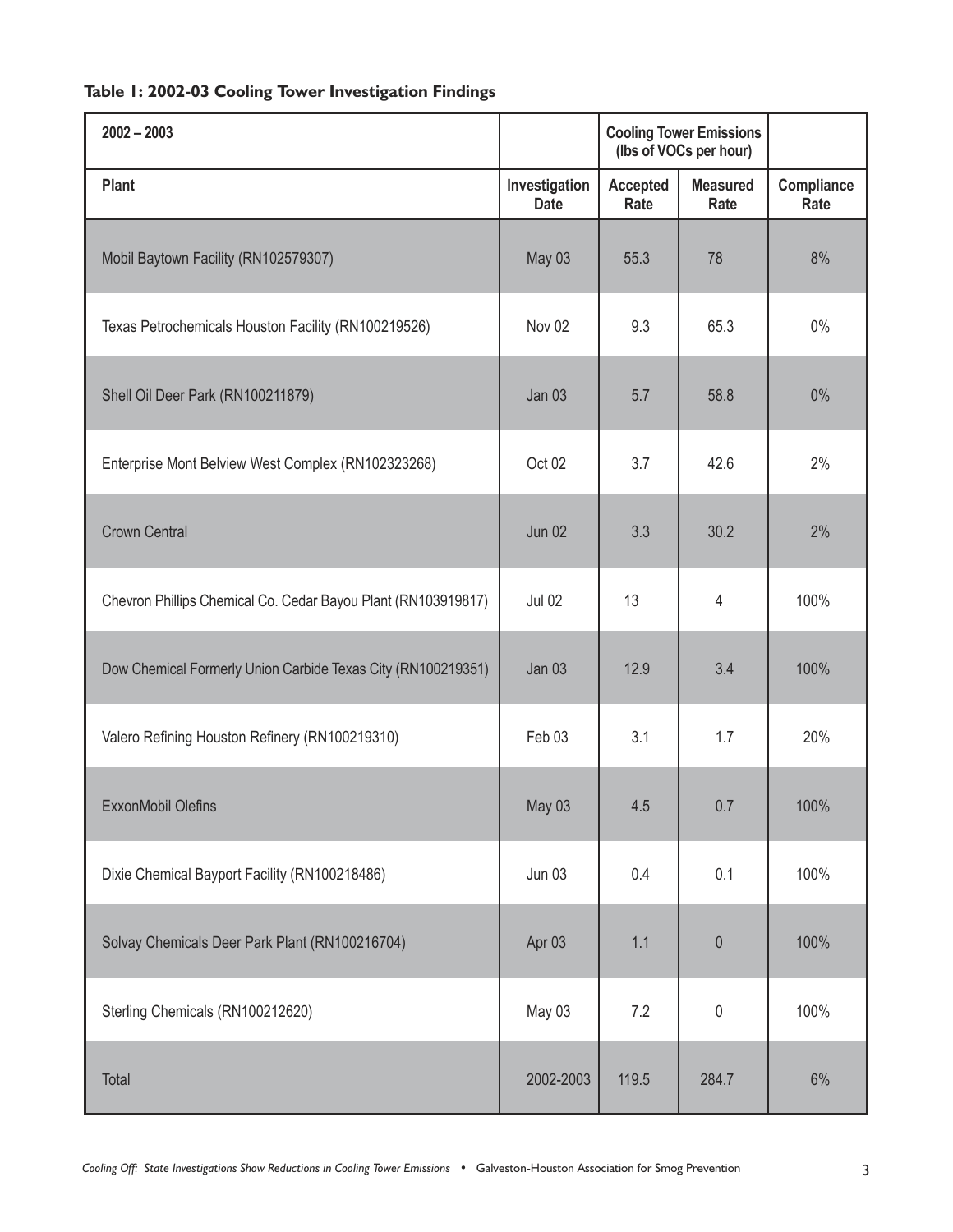**Table 1: 2002-03 Cooling Tower Investigation Findings**

| 2002 – 2003 | | Cooling Tower Emissions (lbs of VOCs per hour) | | |
|---|---|---|---|---|
| **Plant** | **Investigation Date** | **Accepted Rate** | **Measured Rate** | **Compliance Rate** |
| Mobil Baytown Facility (RN102579307) | May 03 | 55.3 | 78 | 8% |
| Texas Petrochemicals Houston Facility (RN100219526) | Nov 02 | 9.3 | 65.3 | 0% |
| Shell Oil Deer Park (RN100211879) | Jan 03 | 5.7 | 58.8 | 0% |
| Enterprise Mont Belview West Complex (RN102323268) | Oct 02 | 3.7 | 42.6 | 2% |
| Crown Central | Jun 02 | 3.3 | 30.2 | 2% |
| Chevron Phillips Chemical Co. Cedar Bayou Plant (RN103919817) | Jul 02 | 13 | 4 | 100% |
| Dow Chemical Formerly Union Carbide Texas City (RN100219351) | Jan 03 | 12.9 | 3.4 | 100% |
| Valero Refining Houston Refinery (RN100219310) | Feb 03 | 3.1 | 1.7 | 20% |
| ExxonMobil Olefins | May 03 | 4.5 | 0.7 | 100% |
| Dixie Chemical Bayport Facility (RN100218486) | Jun 03 | 0.4 | 0.1 | 100% |
| Solvay Chemicals Deer Park Plant (RN100216704) | Apr 03 | 1.1 | 0 | 100% |
| Sterling Chemicals (RN100212620) | May 03 | 7.2 | 0 | 100% |
| Total | 2002-2003 | 119.5 | 284.7 | 6% |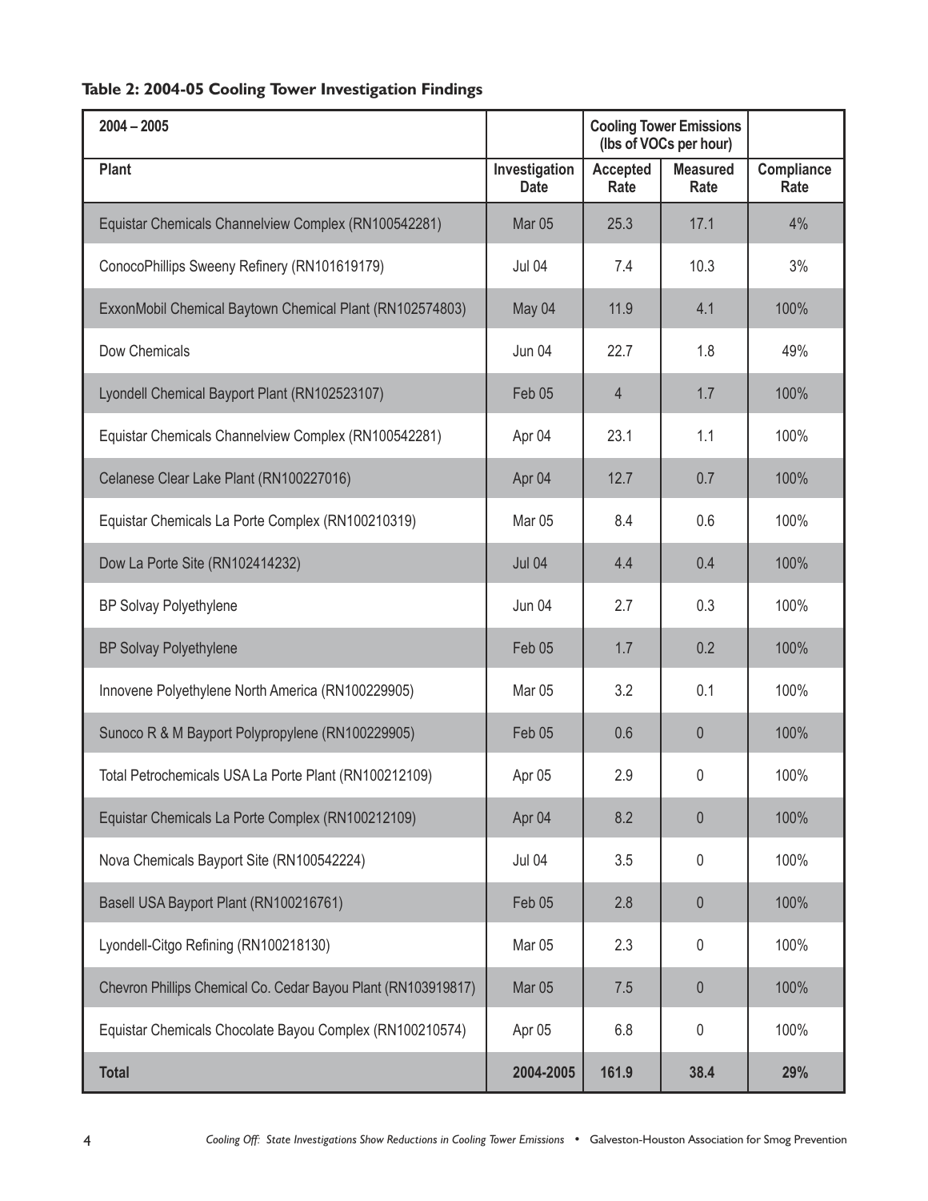**Table 2: 2004-05 Cooling Tower Investigation Findings**

| 2004 – 2005 | | Cooling Tower Emissions (lbs of VOCs per hour) | | |
|---|---|---|---|---|
| **Plant** | **Investigation Date** | **Accepted Rate** | **Measured Rate** | **Compliance Rate** |
| Equistar Chemicals Channelview Complex (RN100542281) | Mar 05 | 25.3 | 17.1 | 4% |
| ConocoPhillips Sweeny Refinery (RN101619179) | Jul 04 | 7.4 | 10.3 | 3% |
| ExxonMobil Chemical Baytown Chemical Plant (RN102574803) | May 04 | 11.9 | 4.1 | 100% |
| Dow Chemicals | Jun 04 | 22.7 | 1.8 | 49% |
| Lyondell Chemical Bayport Plant (RN102523107) | Feb 05 | 4 | 1.7 | 100% |
| Equistar Chemicals Channelview Complex (RN100542281) | Apr 04 | 23.1 | 1.1 | 100% |
| Celanese Clear Lake Plant (RN100227016) | Apr 04 | 12.7 | 0.7 | 100% |
| Equistar Chemicals La Porte Complex (RN100210319) | Mar 05 | 8.4 | 0.6 | 100% |
| Dow La Porte Site (RN102414232) | Jul 04 | 4.4 | 0.4 | 100% |
| BP Solvay Polyethylene | Jun 04 | 2.7 | 0.3 | 100% |
| BP Solvay Polyethylene | Feb 05 | 1.7 | 0.2 | 100% |
| Innovene Polyethylene North America (RN100229905) | Mar 05 | 3.2 | 0.1 | 100% |
| Sunoco R & M Bayport Polypropylene (RN100229905) | Feb 05 | 0.6 | 0 | 100% |
| Total Petrochemicals USA La Porte Plant (RN100212109) | Apr 05 | 2.9 | 0 | 100% |
| Equistar Chemicals La Porte Complex (RN100212109) | Apr 04 | 8.2 | 0 | 100% |
| Nova Chemicals Bayport Site (RN100542224) | Jul 04 | 3.5 | 0 | 100% |
| Basell USA Bayport Plant (RN100216761) | Feb 05 | 2.8 | 0 | 100% |
| Lyondell-Citgo Refining (RN100218130) | Mar 05 | 2.3 | 0 | 100% |
| Chevron Phillips Chemical Co. Cedar Bayou Plant (RN103919817) | Mar 05 | 7.5 | 0 | 100% |
| Equistar Chemicals Chocolate Bayou Complex (RN100210574) | Apr 05 | 6.8 | 0 | 100% |
| **Total** | **2004-2005** | **161.9** | **38.4** | **29%** |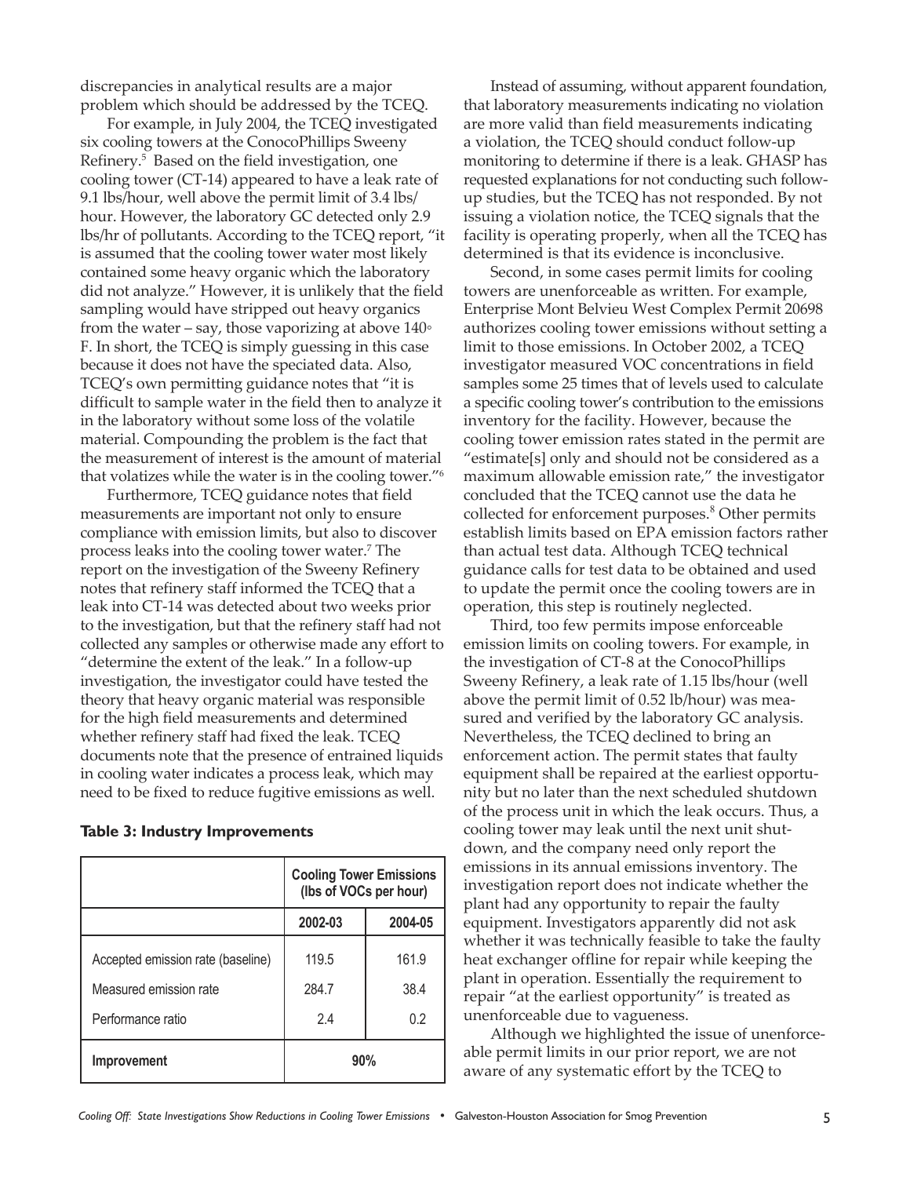discrepancies in analytical results are a major problem which should be addressed by the TCEQ.

For example, in July 2004, the TCEQ investigated six cooling towers at the ConocoPhillips Sweeny Refinery.[5] Based on the field investigation, one cooling tower (CT-14) appeared to have a leak rate of 9.1 lbs/hour, well above the permit limit of 3.4 lbs/hour. However, the laboratory GC detected only 2.9 lbs/hr of pollutants. According to the TCEQ report, "it is assumed that the cooling tower water most likely contained some heavy organic which the laboratory did not analyze." However, it is unlikely that the field sampling would have stripped out heavy organics from the water – say, those vaporizing at above 140° F. In short, the TCEQ is simply guessing in this case because it does not have the speciated data. Also, TCEQ's own permitting guidance notes that "it is difficult to sample water in the field then to analyze it in the laboratory without some loss of the volatile material. Compounding the problem is the fact that the measurement of interest is the amount of material that volatizes while the water is in the cooling tower."[6]

Furthermore, TCEQ guidance notes that field measurements are important not only to ensure compliance with emission limits, but also to discover process leaks into the cooling tower water.[7] The report on the investigation of the Sweeny Refinery notes that refinery staff informed the TCEQ that a leak into CT-14 was detected about two weeks prior to the investigation, but that the refinery staff had not collected any samples or otherwise made any effort to "determine the extent of the leak." In a follow-up investigation, the investigator could have tested the theory that heavy organic material was responsible for the high field measurements and determined whether refinery staff had fixed the leak. TCEQ documents note that the presence of entrained liquids in cooling water indicates a process leak, which may need to be fixed to reduce fugitive emissions as well.

**Table 3: Industry Improvements**

| | Cooling Tower Emissions (lbs of VOCs per hour) | |
|---|---|---|
| | 2002-03 | 2004-05 |
| Accepted emission rate (baseline) | 119.5 | 161.9 |
| Measured emission rate | 284.7 | 38.4 |
| Performance ratio | 2.4 | 0.2 |
| **Improvement** | **90%** | |

Instead of assuming, without apparent foundation, that laboratory measurements indicating no violation are more valid than field measurements indicating a violation, the TCEQ should conduct follow-up monitoring to determine if there is a leak. GHASP has requested explanations for not conducting such follow-up studies, but the TCEQ has not responded. By not issuing a violation notice, the TCEQ signals that the facility is operating properly, when all the TCEQ has determined is that its evidence is inconclusive.

Second, in some cases permit limits for cooling towers are unenforceable as written. For example, Enterprise Mont Belvieu West Complex Permit 20698 authorizes cooling tower emissions without setting a limit to those emissions. In October 2002, a TCEQ investigator measured VOC concentrations in field samples some 25 times that of levels used to calculate a specific cooling tower's contribution to the emissions inventory for the facility. However, because the cooling tower emission rates stated in the permit are "estimate[s] only and should not be considered as a maximum allowable emission rate," the investigator concluded that the TCEQ cannot use the data he collected for enforcement purposes.[8] Other permits establish limits based on EPA emission factors rather than actual test data. Although TCEQ technical guidance calls for test data to be obtained and used to update the permit once the cooling towers are in operation, this step is routinely neglected.

Third, too few permits impose enforceable emission limits on cooling towers. For example, in the investigation of CT-8 at the ConocoPhillips Sweeny Refinery, a leak rate of 1.15 lbs/hour (well above the permit limit of 0.52 lb/hour) was measured and verified by the laboratory GC analysis. Nevertheless, the TCEQ declined to bring an enforcement action. The permit states that faulty equipment shall be repaired at the earliest opportunity but no later than the next scheduled shutdown of the process unit in which the leak occurs. Thus, a cooling tower may leak until the next unit shutdown, and the company need only report the emissions in its annual emissions inventory. The investigation report does not indicate whether the plant had any opportunity to repair the faulty equipment. Investigators apparently did not ask whether it was technically feasible to take the faulty heat exchanger offline for repair while keeping the plant in operation. Essentially the requirement to repair "at the earliest opportunity" is treated as unenforceable due to vagueness.

Although we highlighted the issue of unenforceable permit limits in our prior report, we are not aware of any systematic effort by the TCEQ to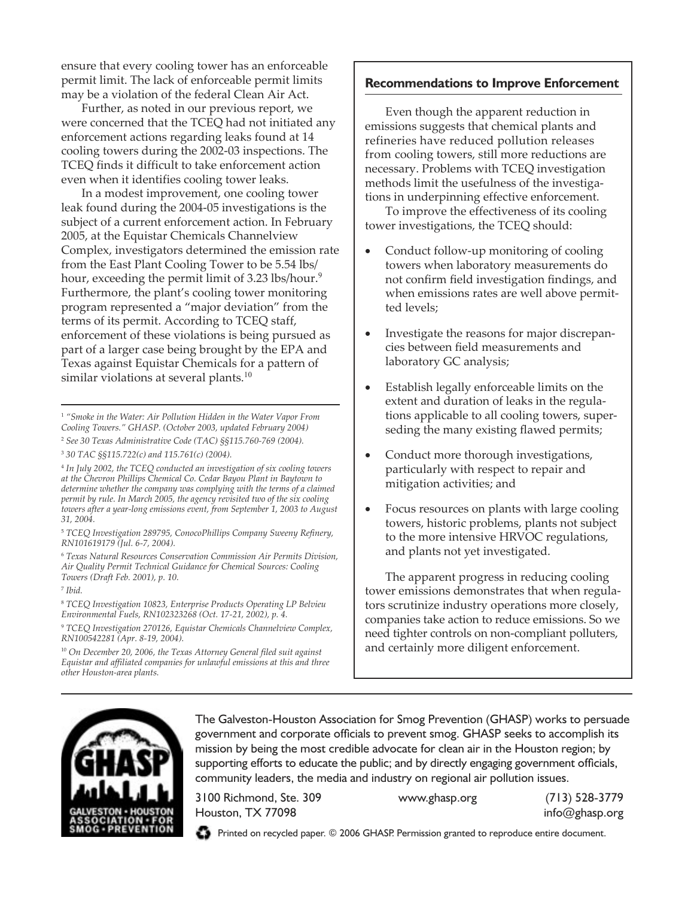ensure that every cooling tower has an enforceable permit limit. The lack of enforceable permit limits may be a violation of the federal Clean Air Act.

Further, as noted in our previous report, we were concerned that the TCEQ had not initiated any enforcement actions regarding leaks found at 14 cooling towers during the 2002-03 inspections. The TCEQ finds it difficult to take enforcement action even when it identifies cooling tower leaks.

In a modest improvement, one cooling tower leak found during the 2004-05 investigations is the subject of a current enforcement action. In February 2005, at the Equistar Chemicals Channelview Complex, investigators determined the emission rate from the East Plant Cooling Tower to be 5.54 lbs/hour, exceeding the permit limit of 3.23 lbs/hour.[9] Furthermore, the plant's cooling tower monitoring program represented a "major deviation" from the terms of its permit. According to TCEQ staff, enforcement of these violations is being pursued as part of a larger case being brought by the EPA and Texas against Equistar Chemicals for a pattern of similar violations at several plants.[10]

[1] *"Smoke in the Water: Air Pollution Hidden in the Water Vapor From Cooling Towers." GHASP. (October 2003, updated February 2004)*

[2] *See 30 Texas Administrative Code (TAC) §§115.760-769 (2004).*

[3] *30 TAC §§115.722(c) and 115.761(c) (2004).*

[4] *In July 2002, the TCEQ conducted an investigation of six cooling towers at the Chevron Phillips Chemical Co. Cedar Bayou Plant in Baytown to determine whether the company was complying with the terms of a claimed permit by rule. In March 2005, the agency revisited two of the six cooling towers after a year-long emissions event, from September 1, 2003 to August 31, 2004.*

[5] *TCEQ Investigation 289795, ConocoPhillips Company Sweeny Refinery, RN101619179 (Jul. 6-7, 2004).*

[6] *Texas Natural Resources Conservation Commission Air Permits Division, Air Quality Permit Technical Guidance for Chemical Sources: Cooling Towers (Draft Feb. 2001), p. 10.*

[7] *Ibid.*

[8] *TCEQ Investigation 10823, Enterprise Products Operating LP Belvieu Environmental Fuels, RN102323268 (Oct. 17-21, 2002), p. 4.*

[9] *TCEQ Investigation 270126, Equistar Chemicals Channelview Complex, RN100542281 (Apr. 8-19, 2004).*

[10] *On December 20, 2006, the Texas Attorney General filed suit against Equistar and affiliated companies for unlawful emissions at this and three other Houston-area plants.*

## Recommendations to Improve Enforcement

Even though the apparent reduction in emissions suggests that chemical plants and refineries have reduced pollution releases from cooling towers, still more reductions are necessary. Problems with TCEQ investigation methods limit the usefulness of the investigations in underpinning effective enforcement.

To improve the effectiveness of its cooling tower investigations, the TCEQ should:

- Conduct follow-up monitoring of cooling towers when laboratory measurements do not confirm field investigation findings, and when emissions rates are well above permitted levels;
- Investigate the reasons for major discrepancies between field measurements and laboratory GC analysis;
- Establish legally enforceable limits on the extent and duration of leaks in the regulations applicable to all cooling towers, superseding the many existing flawed permits;
- Conduct more thorough investigations, particularly with respect to repair and mitigation activities; and
- Focus resources on plants with large cooling towers, historic problems, plants not subject to the more intensive HRVOC regulations, and plants not yet investigated.

The apparent progress in reducing cooling tower emissions demonstrates that when regulators scrutinize industry operations more closely, companies take action to reduce emissions. So we need tighter controls on non-compliant polluters, and certainly more diligent enforcement.

GHASP
GALVESTON • HOUSTON ASSOCIATION • FOR SMOG • PREVENTION

The Galveston-Houston Association for Smog Prevention (GHASP) works to persuade government and corporate officials to prevent smog. GHASP seeks to accomplish its mission by being the most credible advocate for clean air in the Houston region; by supporting efforts to educate the public; and by directly engaging government officials, community leaders, the media and industry on regional air pollution issues.

3100 Richmond, Ste. 309
Houston, TX 77098

www.ghasp.org

(713) 528-3779
info@ghasp.org

Printed on recycled paper. © 2006 GHASP. Permission granted to reproduce entire document.